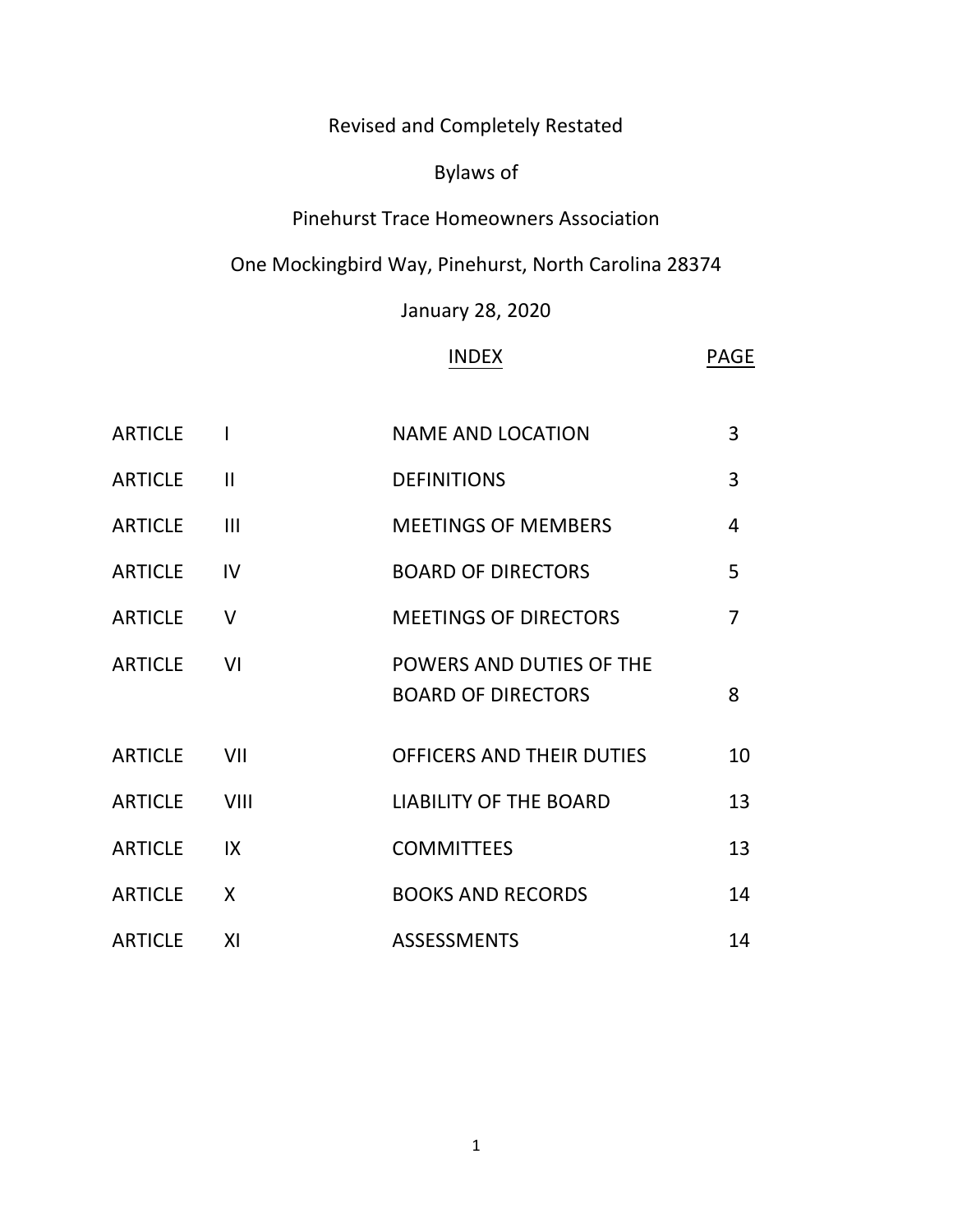# Revised and Completely Restated

# Bylaws of

# Pinehurst Trace Homeowners Association

One Mockingbird Way, Pinehurst, North Carolina 28374

January 28, 2020

| | | INDEX | PAGE |
|---|---|---|---|
| ARTICLE | I | NAME AND LOCATION | 3 |
| ARTICLE | II | DEFINITIONS | 3 |
| ARTICLE | III | MEETINGS OF MEMBERS | 4 |
| ARTICLE | IV | BOARD OF DIRECTORS | 5 |
| ARTICLE | V | MEETINGS OF DIRECTORS | 7 |
| ARTICLE | VI | POWERS AND DUTIES OF THE BOARD OF DIRECTORS | 8 |
| ARTICLE | VII | OFFICERS AND THEIR DUTIES | 10 |
| ARTICLE | VIII | LIABILITY OF THE BOARD | 13 |
| ARTICLE | IX | COMMITTEES | 13 |
| ARTICLE | X | BOOKS AND RECORDS | 14 |
| ARTICLE | XI | ASSESSMENTS | 14 |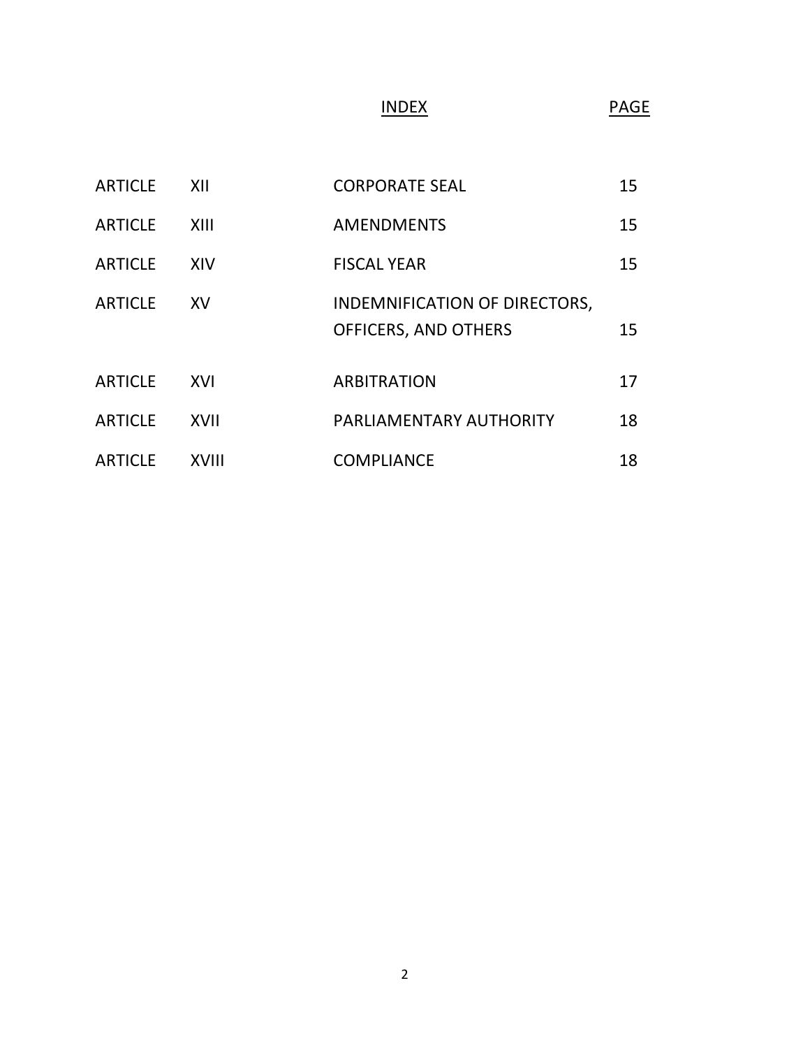| | | INDEX | PAGE |
|---|---|---|---|
| ARTICLE | XII | CORPORATE SEAL | 15 |
| ARTICLE | XIII | AMENDMENTS | 15 |
| ARTICLE | XIV | FISCAL YEAR | 15 |
| ARTICLE | XV | INDEMNIFICATION OF DIRECTORS, OFFICERS, AND OTHERS | 15 |
| ARTICLE | XVI | ARBITRATION | 17 |
| ARTICLE | XVII | PARLIAMENTARY AUTHORITY | 18 |
| ARTICLE | XVIII | COMPLIANCE | 18 |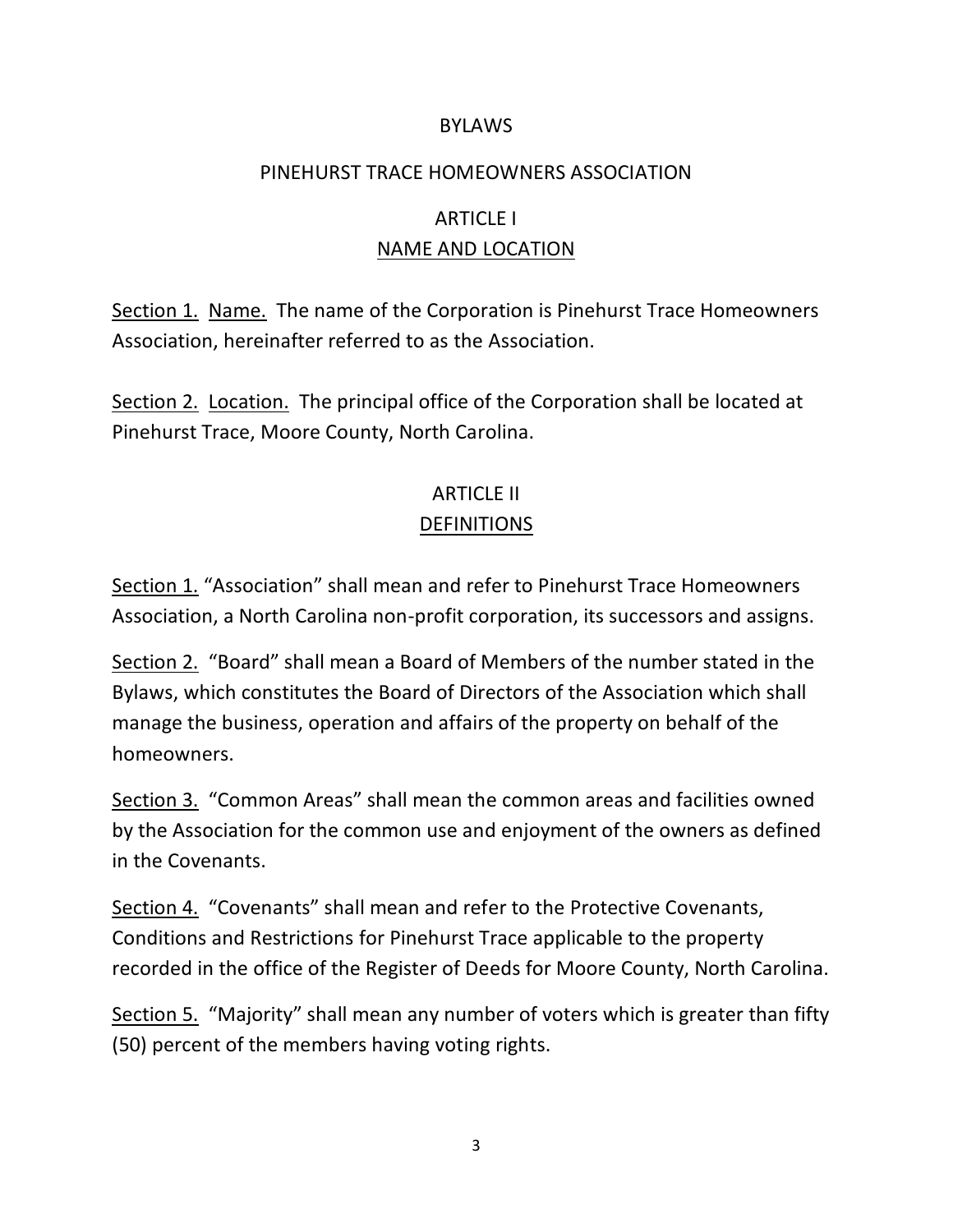# BYLAWS

## PINEHURST TRACE HOMEOWNERS ASSOCIATION

## ARTICLE I
## NAME AND LOCATION

Section 1. Name. The name of the Corporation is Pinehurst Trace Homeowners Association, hereinafter referred to as the Association.

Section 2. Location. The principal office of the Corporation shall be located at Pinehurst Trace, Moore County, North Carolina.

## ARTICLE II
## DEFINITIONS

Section 1. "Association" shall mean and refer to Pinehurst Trace Homeowners Association, a North Carolina non-profit corporation, its successors and assigns.

Section 2. "Board" shall mean a Board of Members of the number stated in the Bylaws, which constitutes the Board of Directors of the Association which shall manage the business, operation and affairs of the property on behalf of the homeowners.

Section 3. "Common Areas" shall mean the common areas and facilities owned by the Association for the common use and enjoyment of the owners as defined in the Covenants.

Section 4. "Covenants" shall mean and refer to the Protective Covenants, Conditions and Restrictions for Pinehurst Trace applicable to the property recorded in the office of the Register of Deeds for Moore County, North Carolina.

Section 5. "Majority" shall mean any number of voters which is greater than fifty (50) percent of the members having voting rights.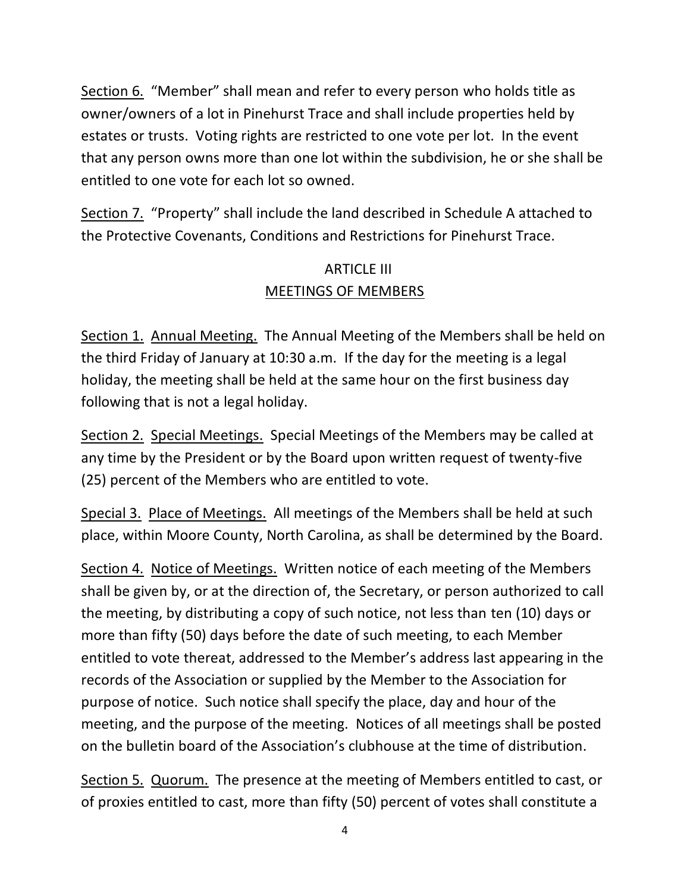Section 6. "Member" shall mean and refer to every person who holds title as owner/owners of a lot in Pinehurst Trace and shall include properties held by estates or trusts. Voting rights are restricted to one vote per lot. In the event that any person owns more than one lot within the subdivision, he or she shall be entitled to one vote for each lot so owned.

Section 7. "Property" shall include the land described in Schedule A attached to the Protective Covenants, Conditions and Restrictions for Pinehurst Trace.

## ARTICLE III
## MEETINGS OF MEMBERS

Section 1. Annual Meeting. The Annual Meeting of the Members shall be held on the third Friday of January at 10:30 a.m. If the day for the meeting is a legal holiday, the meeting shall be held at the same hour on the first business day following that is not a legal holiday.

Section 2. Special Meetings. Special Meetings of the Members may be called at any time by the President or by the Board upon written request of twenty-five (25) percent of the Members who are entitled to vote.

Special 3. Place of Meetings. All meetings of the Members shall be held at such place, within Moore County, North Carolina, as shall be determined by the Board.

Section 4. Notice of Meetings. Written notice of each meeting of the Members shall be given by, or at the direction of, the Secretary, or person authorized to call the meeting, by distributing a copy of such notice, not less than ten (10) days or more than fifty (50) days before the date of such meeting, to each Member entitled to vote thereat, addressed to the Member's address last appearing in the records of the Association or supplied by the Member to the Association for purpose of notice. Such notice shall specify the place, day and hour of the meeting, and the purpose of the meeting. Notices of all meetings shall be posted on the bulletin board of the Association's clubhouse at the time of distribution.

Section 5. Quorum. The presence at the meeting of Members entitled to cast, or of proxies entitled to cast, more than fifty (50) percent of votes shall constitute a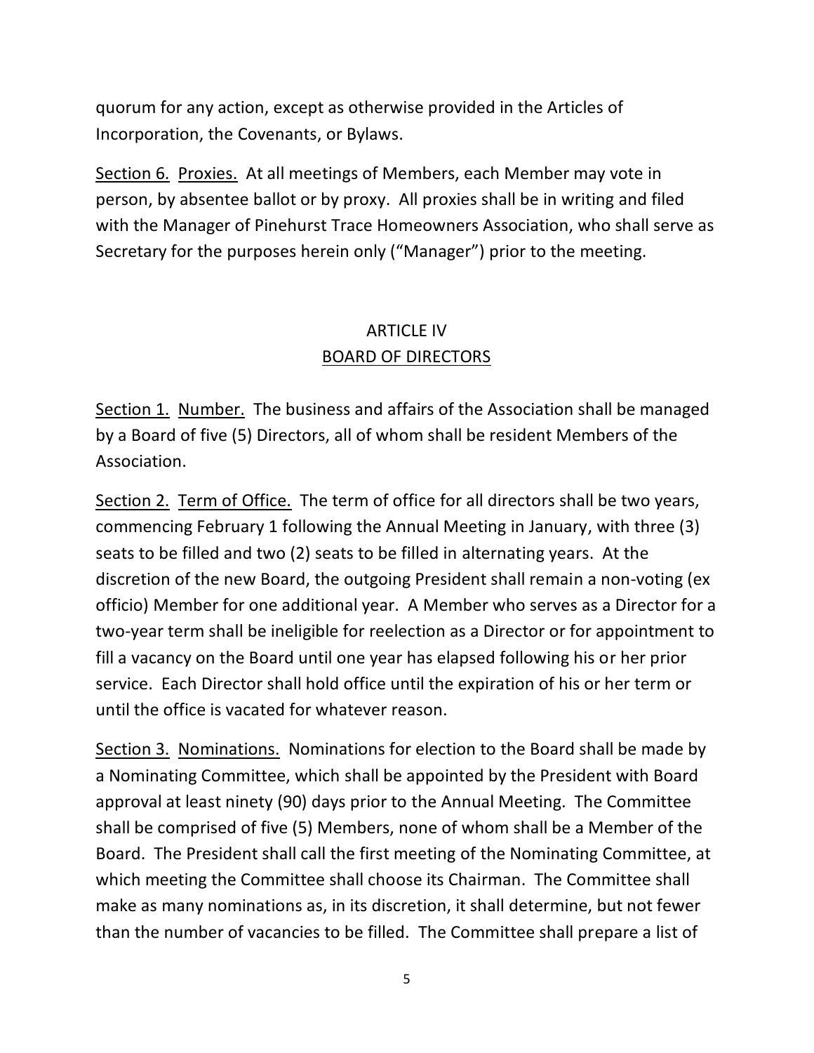quorum for any action, except as otherwise provided in the Articles of Incorporation, the Covenants, or Bylaws.

Section 6. Proxies. At all meetings of Members, each Member may vote in person, by absentee ballot or by proxy. All proxies shall be in writing and filed with the Manager of Pinehurst Trace Homeowners Association, who shall serve as Secretary for the purposes herein only ("Manager") prior to the meeting.

## ARTICLE IV
## BOARD OF DIRECTORS

Section 1. Number. The business and affairs of the Association shall be managed by a Board of five (5) Directors, all of whom shall be resident Members of the Association.

Section 2. Term of Office. The term of office for all directors shall be two years, commencing February 1 following the Annual Meeting in January, with three (3) seats to be filled and two (2) seats to be filled in alternating years. At the discretion of the new Board, the outgoing President shall remain a non-voting (ex officio) Member for one additional year. A Member who serves as a Director for a two-year term shall be ineligible for reelection as a Director or for appointment to fill a vacancy on the Board until one year has elapsed following his or her prior service. Each Director shall hold office until the expiration of his or her term or until the office is vacated for whatever reason.

Section 3. Nominations. Nominations for election to the Board shall be made by a Nominating Committee, which shall be appointed by the President with Board approval at least ninety (90) days prior to the Annual Meeting. The Committee shall be comprised of five (5) Members, none of whom shall be a Member of the Board. The President shall call the first meeting of the Nominating Committee, at which meeting the Committee shall choose its Chairman. The Committee shall make as many nominations as, in its discretion, it shall determine, but not fewer than the number of vacancies to be filled. The Committee shall prepare a list of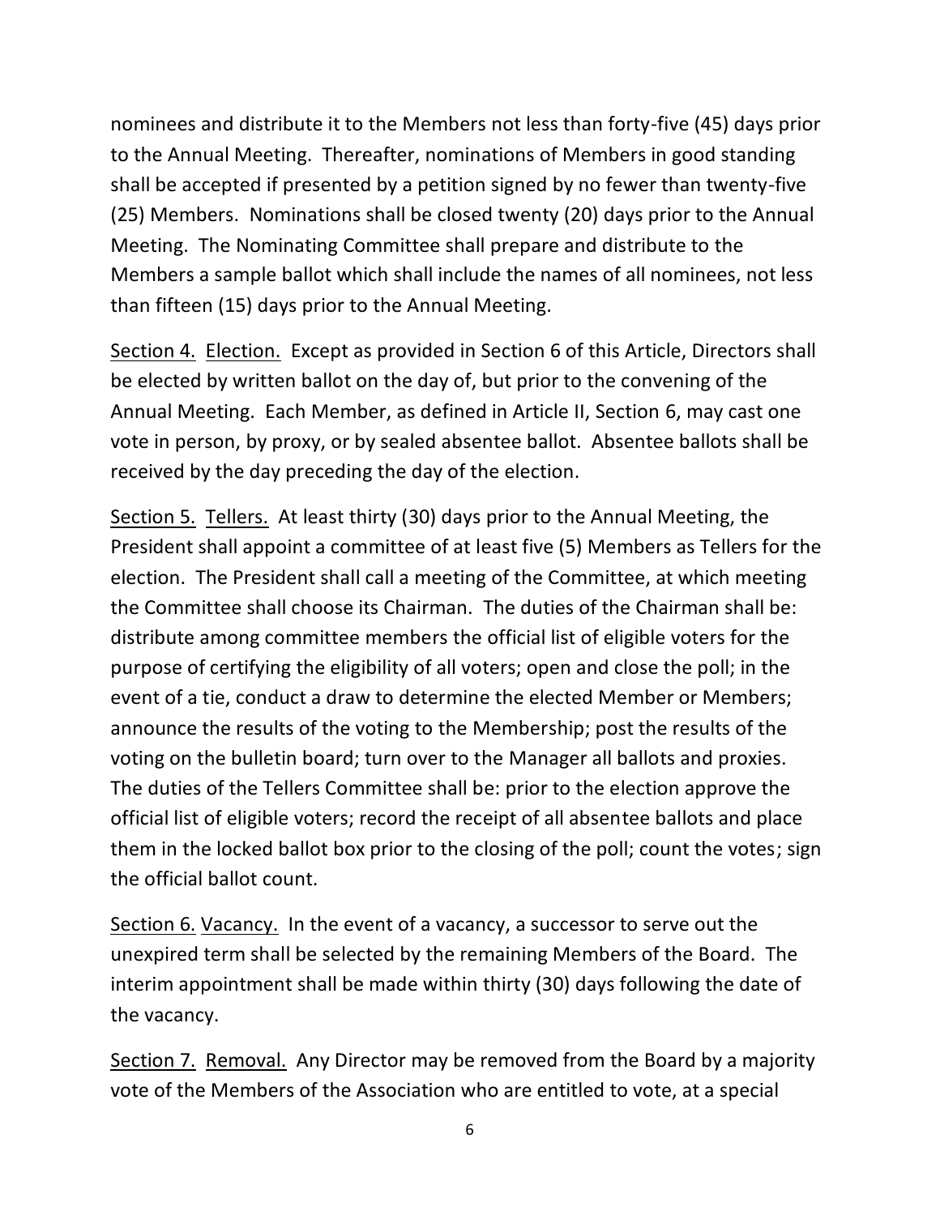nominees and distribute it to the Members not less than forty-five (45) days prior to the Annual Meeting. Thereafter, nominations of Members in good standing shall be accepted if presented by a petition signed by no fewer than twenty-five (25) Members. Nominations shall be closed twenty (20) days prior to the Annual Meeting. The Nominating Committee shall prepare and distribute to the Members a sample ballot which shall include the names of all nominees, not less than fifteen (15) days prior to the Annual Meeting.

Section 4. Election. Except as provided in Section 6 of this Article, Directors shall be elected by written ballot on the day of, but prior to the convening of the Annual Meeting. Each Member, as defined in Article II, Section 6, may cast one vote in person, by proxy, or by sealed absentee ballot. Absentee ballots shall be received by the day preceding the day of the election.

Section 5. Tellers. At least thirty (30) days prior to the Annual Meeting, the President shall appoint a committee of at least five (5) Members as Tellers for the election. The President shall call a meeting of the Committee, at which meeting the Committee shall choose its Chairman. The duties of the Chairman shall be: distribute among committee members the official list of eligible voters for the purpose of certifying the eligibility of all voters; open and close the poll; in the event of a tie, conduct a draw to determine the elected Member or Members; announce the results of the voting to the Membership; post the results of the voting on the bulletin board; turn over to the Manager all ballots and proxies. The duties of the Tellers Committee shall be: prior to the election approve the official list of eligible voters; record the receipt of all absentee ballots and place them in the locked ballot box prior to the closing of the poll; count the votes; sign the official ballot count.

Section 6. Vacancy. In the event of a vacancy, a successor to serve out the unexpired term shall be selected by the remaining Members of the Board. The interim appointment shall be made within thirty (30) days following the date of the vacancy.

Section 7. Removal. Any Director may be removed from the Board by a majority vote of the Members of the Association who are entitled to vote, at a special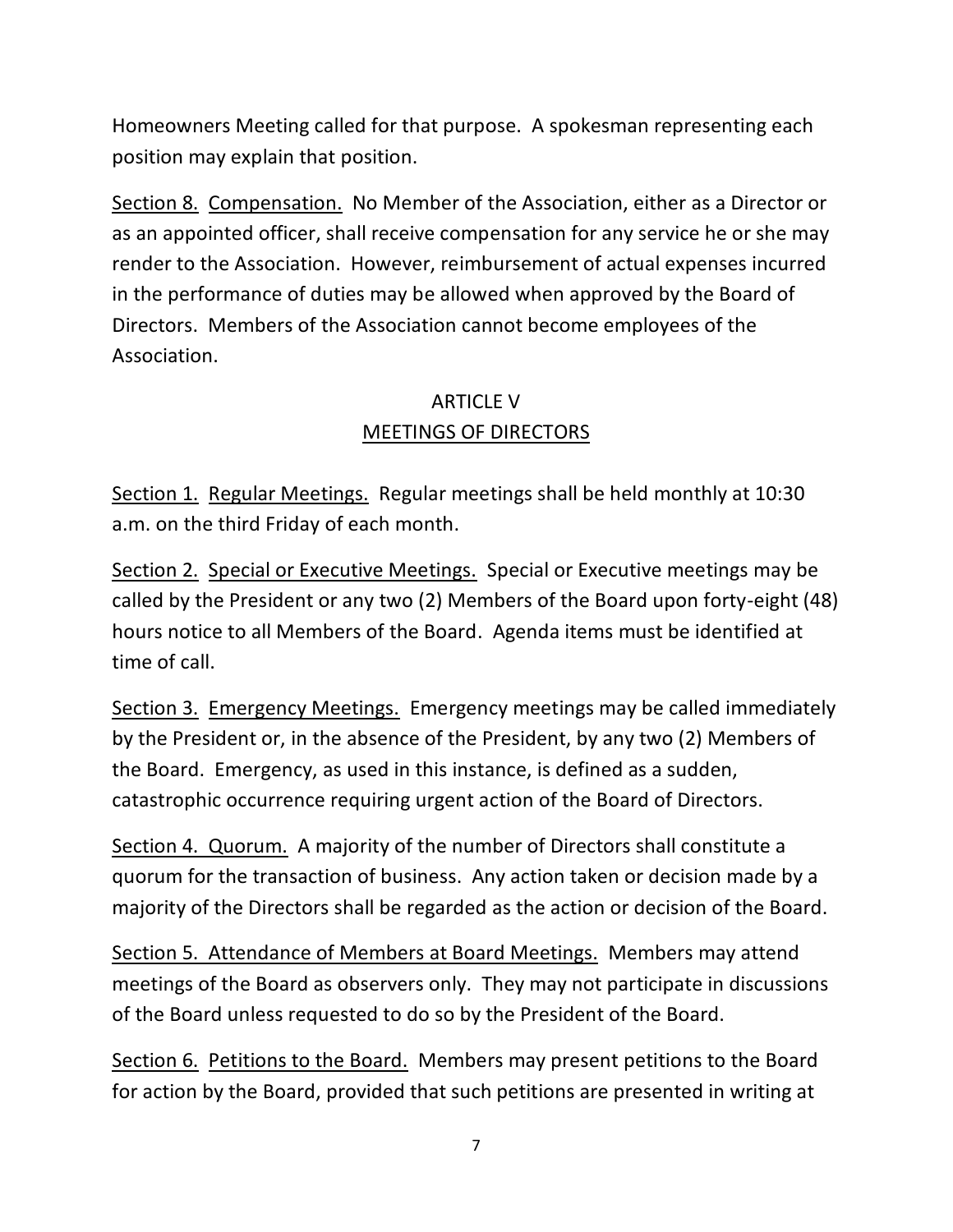Homeowners Meeting called for that purpose. A spokesman representing each position may explain that position.

Section 8. Compensation. No Member of the Association, either as a Director or as an appointed officer, shall receive compensation for any service he or she may render to the Association. However, reimbursement of actual expenses incurred in the performance of duties may be allowed when approved by the Board of Directors. Members of the Association cannot become employees of the Association.

## ARTICLE V
## MEETINGS OF DIRECTORS

Section 1. Regular Meetings. Regular meetings shall be held monthly at 10:30 a.m. on the third Friday of each month.

Section 2. Special or Executive Meetings. Special or Executive meetings may be called by the President or any two (2) Members of the Board upon forty-eight (48) hours notice to all Members of the Board. Agenda items must be identified at time of call.

Section 3. Emergency Meetings. Emergency meetings may be called immediately by the President or, in the absence of the President, by any two (2) Members of the Board. Emergency, as used in this instance, is defined as a sudden, catastrophic occurrence requiring urgent action of the Board of Directors.

Section 4. Quorum. A majority of the number of Directors shall constitute a quorum for the transaction of business. Any action taken or decision made by a majority of the Directors shall be regarded as the action or decision of the Board.

Section 5. Attendance of Members at Board Meetings. Members may attend meetings of the Board as observers only. They may not participate in discussions of the Board unless requested to do so by the President of the Board.

Section 6. Petitions to the Board. Members may present petitions to the Board for action by the Board, provided that such petitions are presented in writing at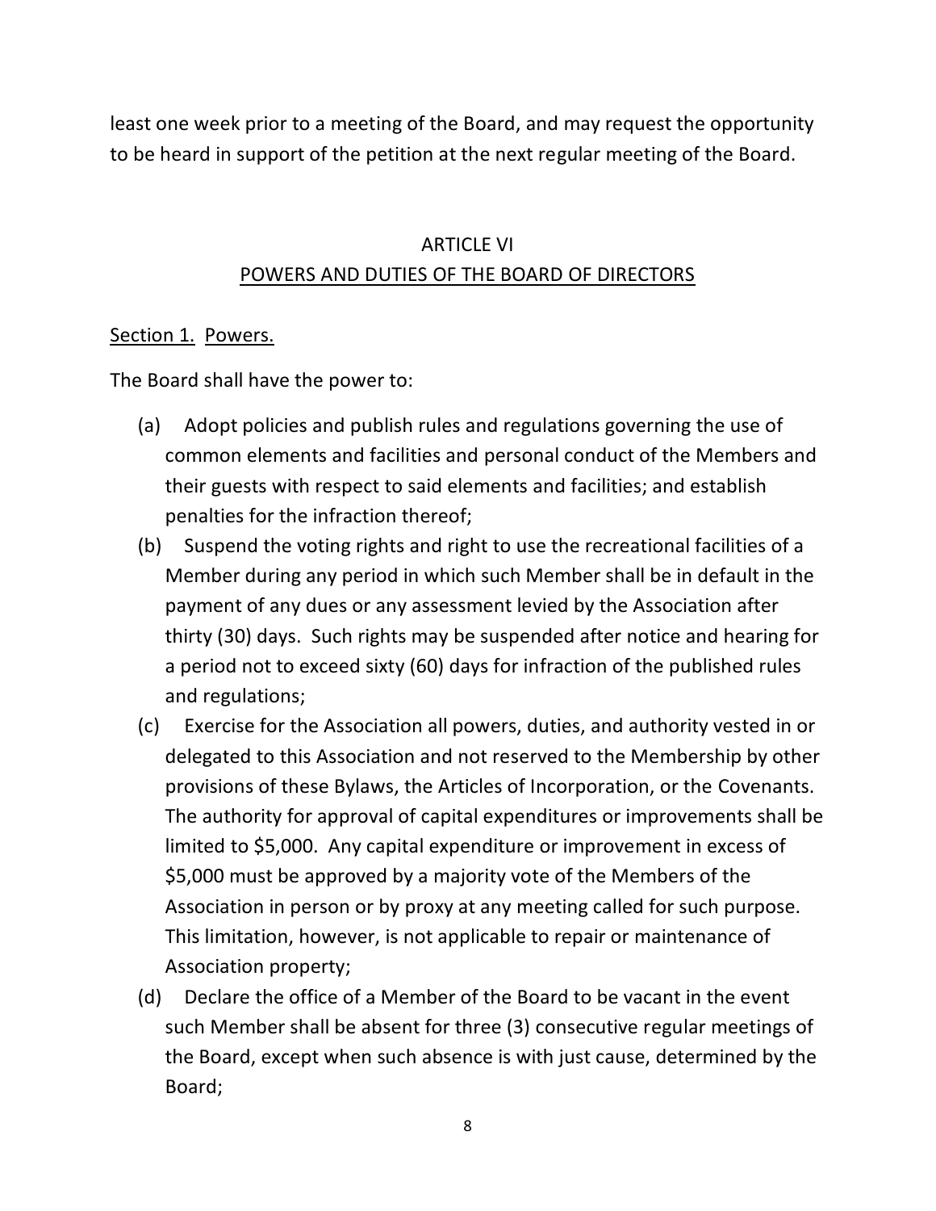least one week prior to a meeting of the Board, and may request the opportunity to be heard in support of the petition at the next regular meeting of the Board.

## ARTICLE VI
## POWERS AND DUTIES OF THE BOARD OF DIRECTORS

Section 1. Powers.

The Board shall have the power to:

(a) Adopt policies and publish rules and regulations governing the use of common elements and facilities and personal conduct of the Members and their guests with respect to said elements and facilities; and establish penalties for the infraction thereof;

(b) Suspend the voting rights and right to use the recreational facilities of a Member during any period in which such Member shall be in default in the payment of any dues or any assessment levied by the Association after thirty (30) days. Such rights may be suspended after notice and hearing for a period not to exceed sixty (60) days for infraction of the published rules and regulations;

(c) Exercise for the Association all powers, duties, and authority vested in or delegated to this Association and not reserved to the Membership by other provisions of these Bylaws, the Articles of Incorporation, or the Covenants. The authority for approval of capital expenditures or improvements shall be limited to $5,000. Any capital expenditure or improvement in excess of $5,000 must be approved by a majority vote of the Members of the Association in person or by proxy at any meeting called for such purpose. This limitation, however, is not applicable to repair or maintenance of Association property;

(d) Declare the office of a Member of the Board to be vacant in the event such Member shall be absent for three (3) consecutive regular meetings of the Board, except when such absence is with just cause, determined by the Board;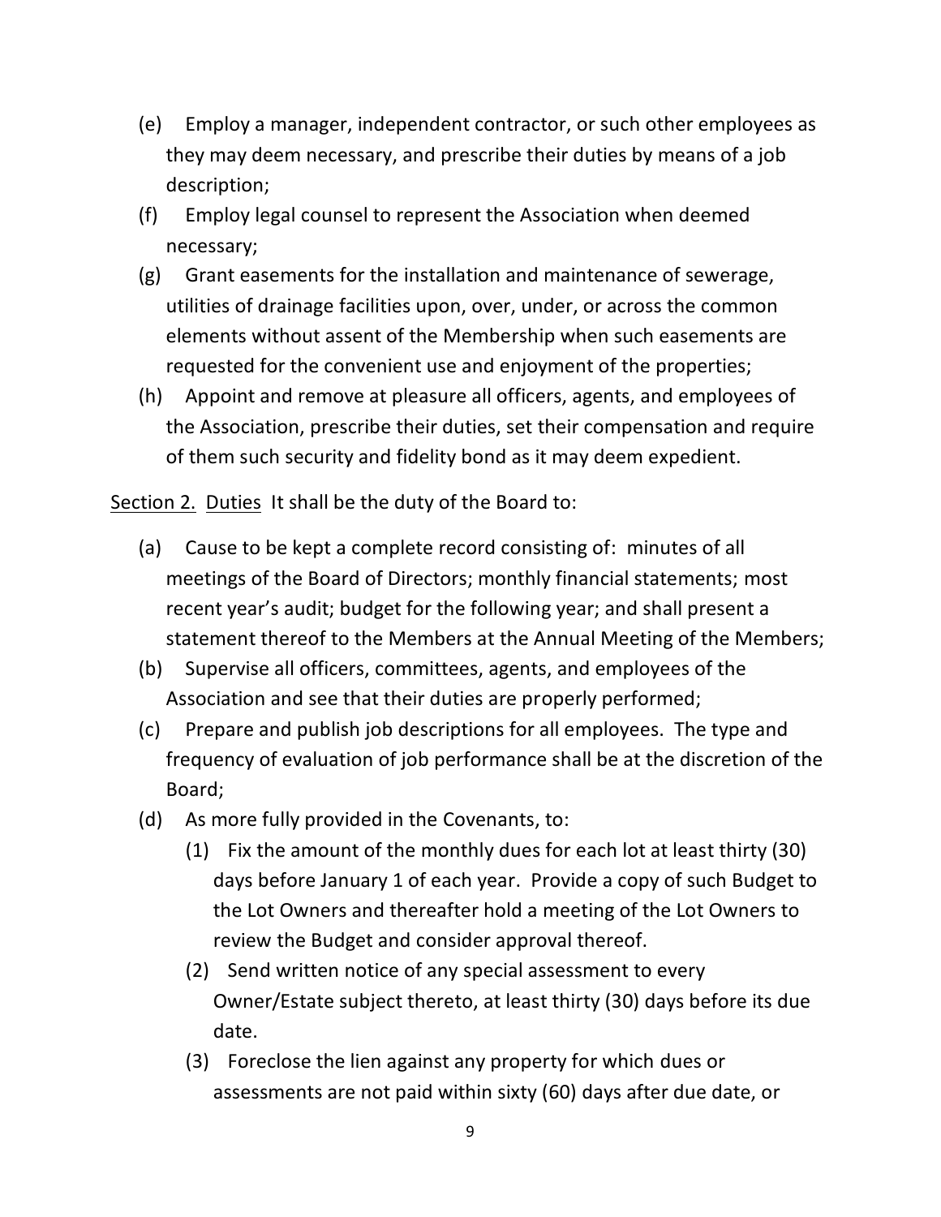(e) Employ a manager, independent contractor, or such other employees as they may deem necessary, and prescribe their duties by means of a job description;

(f) Employ legal counsel to represent the Association when deemed necessary;

(g) Grant easements for the installation and maintenance of sewerage, utilities of drainage facilities upon, over, under, or across the common elements without assent of the Membership when such easements are requested for the convenient use and enjoyment of the properties;

(h) Appoint and remove at pleasure all officers, agents, and employees of the Association, prescribe their duties, set their compensation and require of them such security and fidelity bond as it may deem expedient.

<u>Section 2.</u> <u>Duties</u> It shall be the duty of the Board to:

(a) Cause to be kept a complete record consisting of: minutes of all meetings of the Board of Directors; monthly financial statements; most recent year's audit; budget for the following year; and shall present a statement thereof to the Members at the Annual Meeting of the Members;

(b) Supervise all officers, committees, agents, and employees of the Association and see that their duties are properly performed;

(c) Prepare and publish job descriptions for all employees. The type and frequency of evaluation of job performance shall be at the discretion of the Board;

(d) As more fully provided in the Covenants, to:

   (1) Fix the amount of the monthly dues for each lot at least thirty (30) days before January 1 of each year. Provide a copy of such Budget to the Lot Owners and thereafter hold a meeting of the Lot Owners to review the Budget and consider approval thereof.

   (2) Send written notice of any special assessment to every Owner/Estate subject thereto, at least thirty (30) days before its due date.

   (3) Foreclose the lien against any property for which dues or assessments are not paid within sixty (60) days after due date, or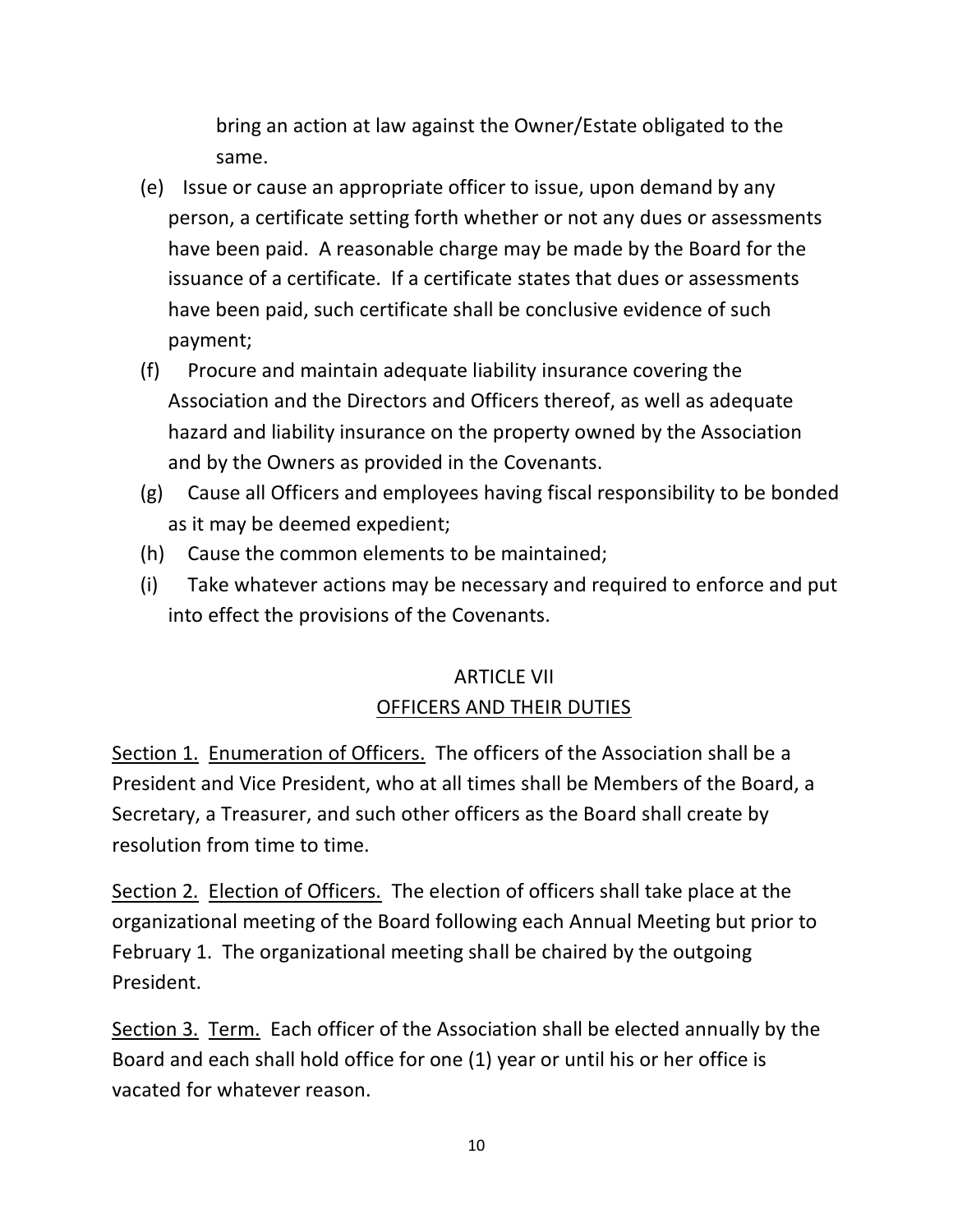bring an action at law against the Owner/Estate obligated to the same.

(e) Issue or cause an appropriate officer to issue, upon demand by any person, a certificate setting forth whether or not any dues or assessments have been paid. A reasonable charge may be made by the Board for the issuance of a certificate. If a certificate states that dues or assessments have been paid, such certificate shall be conclusive evidence of such payment;

(f) Procure and maintain adequate liability insurance covering the Association and the Directors and Officers thereof, as well as adequate hazard and liability insurance on the property owned by the Association and by the Owners as provided in the Covenants.

(g) Cause all Officers and employees having fiscal responsibility to be bonded as it may be deemed expedient;

(h) Cause the common elements to be maintained;

(i) Take whatever actions may be necessary and required to enforce and put into effect the provisions of the Covenants.

## ARTICLE VII
## OFFICERS AND THEIR DUTIES

Section 1. Enumeration of Officers. The officers of the Association shall be a President and Vice President, who at all times shall be Members of the Board, a Secretary, a Treasurer, and such other officers as the Board shall create by resolution from time to time.

Section 2. Election of Officers. The election of officers shall take place at the organizational meeting of the Board following each Annual Meeting but prior to February 1. The organizational meeting shall be chaired by the outgoing President.

Section 3. Term. Each officer of the Association shall be elected annually by the Board and each shall hold office for one (1) year or until his or her office is vacated for whatever reason.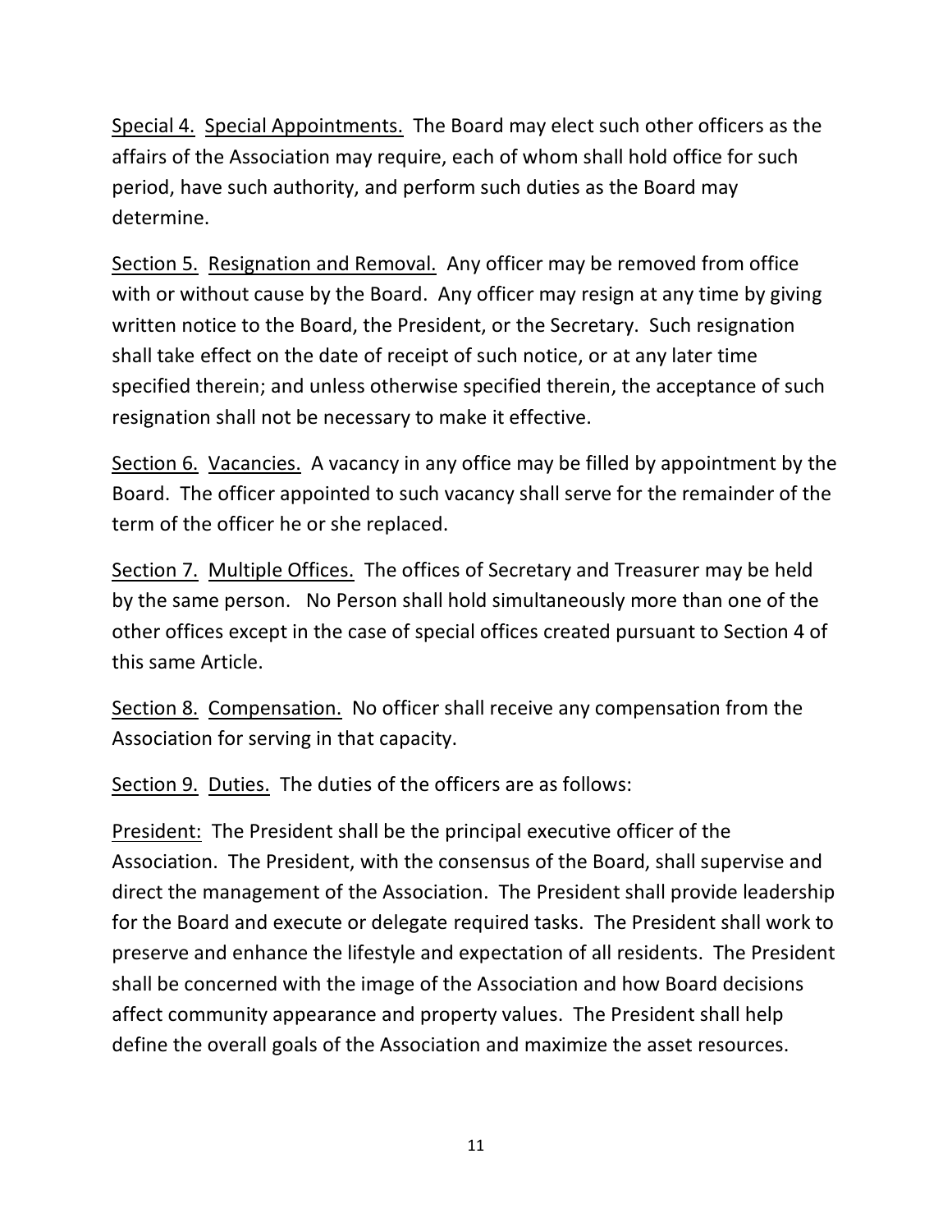<u>Special 4.</u> <u>Special Appointments.</u> The Board may elect such other officers as the affairs of the Association may require, each of whom shall hold office for such period, have such authority, and perform such duties as the Board may determine.

<u>Section 5.</u> <u>Resignation and Removal.</u> Any officer may be removed from office with or without cause by the Board. Any officer may resign at any time by giving written notice to the Board, the President, or the Secretary. Such resignation shall take effect on the date of receipt of such notice, or at any later time specified therein; and unless otherwise specified therein, the acceptance of such resignation shall not be necessary to make it effective.

<u>Section 6.</u> <u>Vacancies.</u> A vacancy in any office may be filled by appointment by the Board. The officer appointed to such vacancy shall serve for the remainder of the term of the officer he or she replaced.

<u>Section 7.</u> <u>Multiple Offices.</u> The offices of Secretary and Treasurer may be held by the same person. No Person shall hold simultaneously more than one of the other offices except in the case of special offices created pursuant to Section 4 of this same Article.

<u>Section 8.</u> <u>Compensation.</u> No officer shall receive any compensation from the Association for serving in that capacity.

<u>Section 9.</u> <u>Duties.</u> The duties of the officers are as follows:

<u>President:</u> The President shall be the principal executive officer of the Association. The President, with the consensus of the Board, shall supervise and direct the management of the Association. The President shall provide leadership for the Board and execute or delegate required tasks. The President shall work to preserve and enhance the lifestyle and expectation of all residents. The President shall be concerned with the image of the Association and how Board decisions affect community appearance and property values. The President shall help define the overall goals of the Association and maximize the asset resources.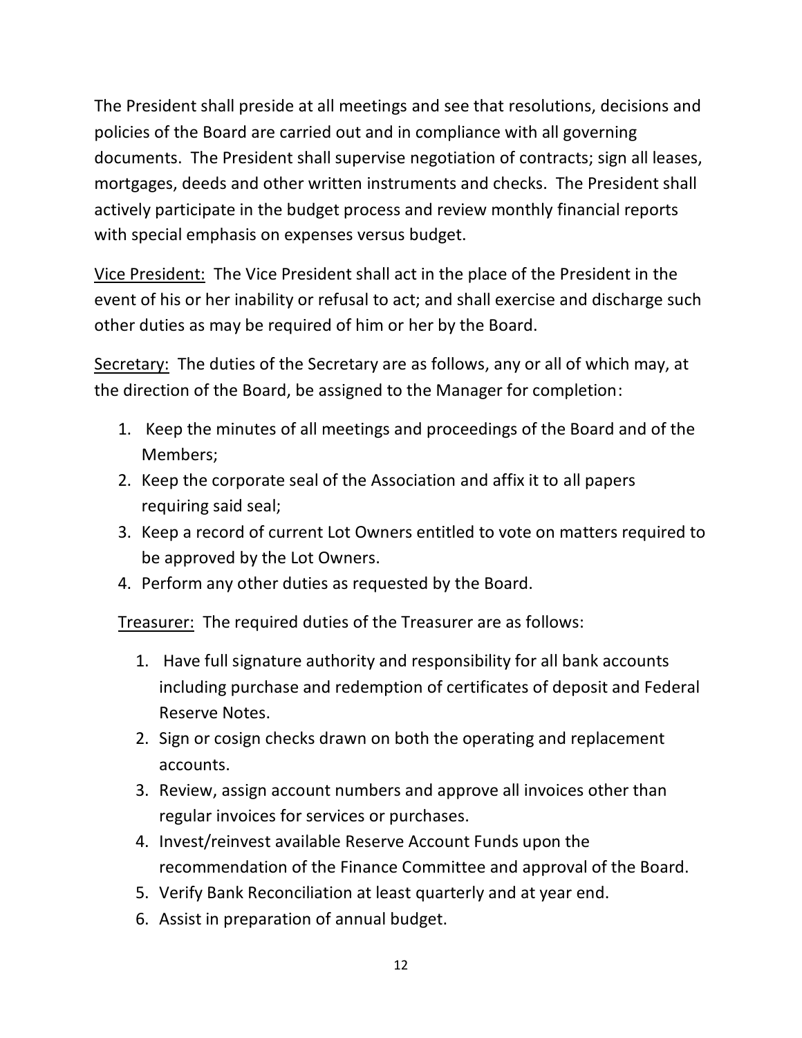The President shall preside at all meetings and see that resolutions, decisions and policies of the Board are carried out and in compliance with all governing documents. The President shall supervise negotiation of contracts; sign all leases, mortgages, deeds and other written instruments and checks. The President shall actively participate in the budget process and review monthly financial reports with special emphasis on expenses versus budget.

<u>Vice President:</u> The Vice President shall act in the place of the President in the event of his or her inability or refusal to act; and shall exercise and discharge such other duties as may be required of him or her by the Board.

<u>Secretary:</u> The duties of the Secretary are as follows, any or all of which may, at the direction of the Board, be assigned to the Manager for completion:

1. Keep the minutes of all meetings and proceedings of the Board and of the Members;
2. Keep the corporate seal of the Association and affix it to all papers requiring said seal;
3. Keep a record of current Lot Owners entitled to vote on matters required to be approved by the Lot Owners.
4. Perform any other duties as requested by the Board.

<u>Treasurer:</u> The required duties of the Treasurer are as follows:

1. Have full signature authority and responsibility for all bank accounts including purchase and redemption of certificates of deposit and Federal Reserve Notes.
2. Sign or cosign checks drawn on both the operating and replacement accounts.
3. Review, assign account numbers and approve all invoices other than regular invoices for services or purchases.
4. Invest/reinvest available Reserve Account Funds upon the recommendation of the Finance Committee and approval of the Board.
5. Verify Bank Reconciliation at least quarterly and at year end.
6. Assist in preparation of annual budget.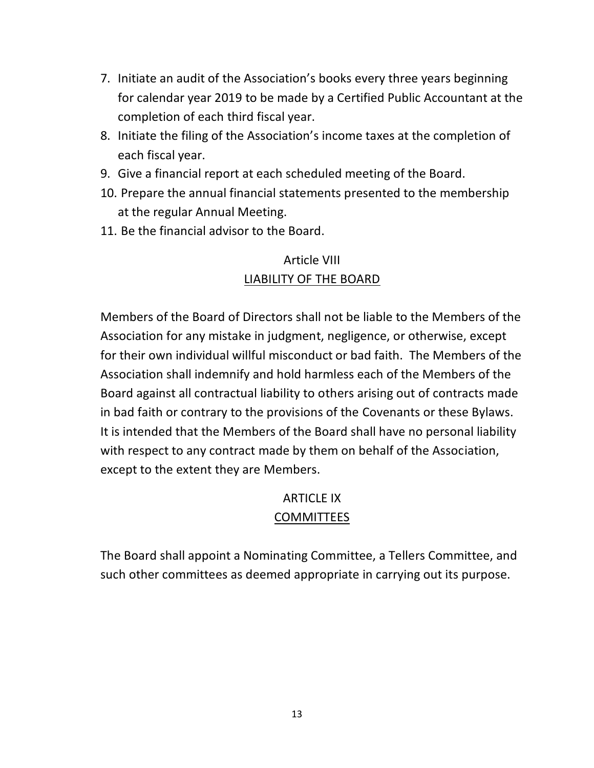7. Initiate an audit of the Association's books every three years beginning for calendar year 2019 to be made by a Certified Public Accountant at the completion of each third fiscal year.
8. Initiate the filing of the Association's income taxes at the completion of each fiscal year.
9. Give a financial report at each scheduled meeting of the Board.
10. Prepare the annual financial statements presented to the membership at the regular Annual Meeting.
11. Be the financial advisor to the Board.

## Article VIII
## LIABILITY OF THE BOARD

Members of the Board of Directors shall not be liable to the Members of the Association for any mistake in judgment, negligence, or otherwise, except for their own individual willful misconduct or bad faith. The Members of the Association shall indemnify and hold harmless each of the Members of the Board against all contractual liability to others arising out of contracts made in bad faith or contrary to the provisions of the Covenants or these Bylaws. It is intended that the Members of the Board shall have no personal liability with respect to any contract made by them on behalf of the Association, except to the extent they are Members.

## ARTICLE IX
## COMMITTEES

The Board shall appoint a Nominating Committee, a Tellers Committee, and such other committees as deemed appropriate in carrying out its purpose.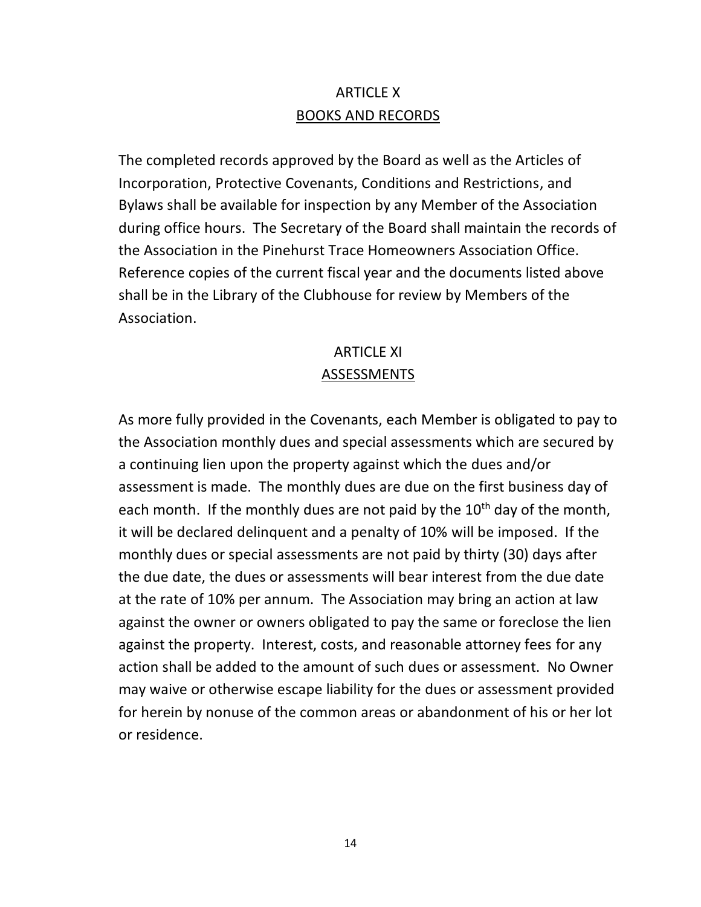## ARTICLE X

## BOOKS AND RECORDS

The completed records approved by the Board as well as the Articles of Incorporation, Protective Covenants, Conditions and Restrictions, and Bylaws shall be available for inspection by any Member of the Association during office hours. The Secretary of the Board shall maintain the records of the Association in the Pinehurst Trace Homeowners Association Office. Reference copies of the current fiscal year and the documents listed above shall be in the Library of the Clubhouse for review by Members of the Association.

## ARTICLE XI

## ASSESSMENTS

As more fully provided in the Covenants, each Member is obligated to pay to the Association monthly dues and special assessments which are secured by a continuing lien upon the property against which the dues and/or assessment is made. The monthly dues are due on the first business day of each month. If the monthly dues are not paid by the 10th day of the month, it will be declared delinquent and a penalty of 10% will be imposed. If the monthly dues or special assessments are not paid by thirty (30) days after the due date, the dues or assessments will bear interest from the due date at the rate of 10% per annum. The Association may bring an action at law against the owner or owners obligated to pay the same or foreclose the lien against the property. Interest, costs, and reasonable attorney fees for any action shall be added to the amount of such dues or assessment. No Owner may waive or otherwise escape liability for the dues or assessment provided for herein by nonuse of the common areas or abandonment of his or her lot or residence.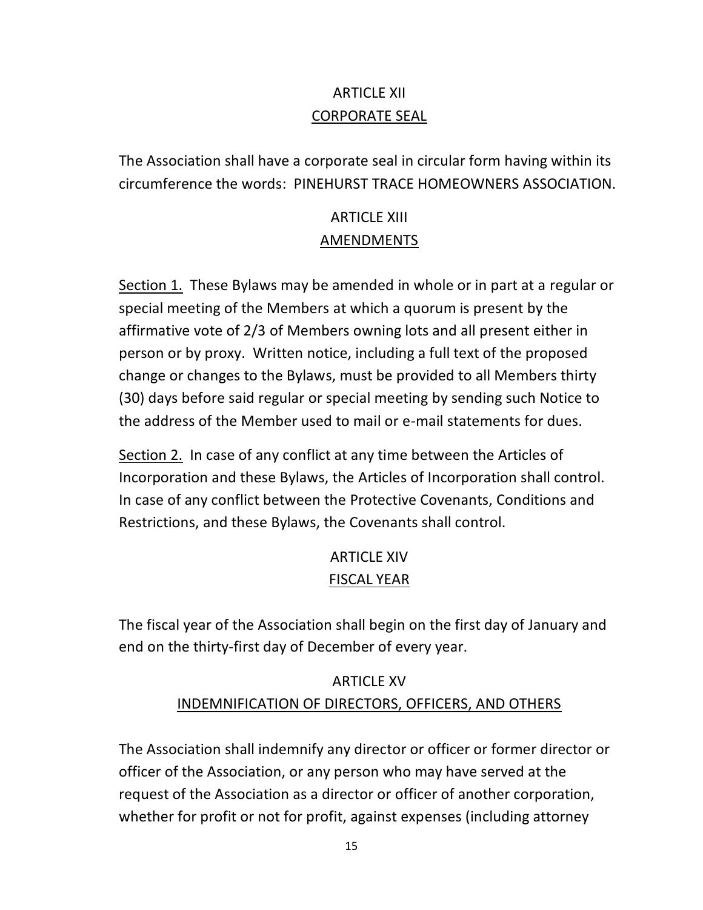## ARTICLE XII
## CORPORATE SEAL

The Association shall have a corporate seal in circular form having within its circumference the words: PINEHURST TRACE HOMEOWNERS ASSOCIATION.

## ARTICLE XIII
## AMENDMENTS

Section 1. These Bylaws may be amended in whole or in part at a regular or special meeting of the Members at which a quorum is present by the affirmative vote of 2/3 of Members owning lots and all present either in person or by proxy. Written notice, including a full text of the proposed change or changes to the Bylaws, must be provided to all Members thirty (30) days before said regular or special meeting by sending such Notice to the address of the Member used to mail or e-mail statements for dues.

Section 2. In case of any conflict at any time between the Articles of Incorporation and these Bylaws, the Articles of Incorporation shall control. In case of any conflict between the Protective Covenants, Conditions and Restrictions, and these Bylaws, the Covenants shall control.

## ARTICLE XIV
## FISCAL YEAR

The fiscal year of the Association shall begin on the first day of January and end on the thirty-first day of December of every year.

## ARTICLE XV
## INDEMNIFICATION OF DIRECTORS, OFFICERS, AND OTHERS

The Association shall indemnify any director or officer or former director or officer of the Association, or any person who may have served at the request of the Association as a director or officer of another corporation, whether for profit or not for profit, against expenses (including attorney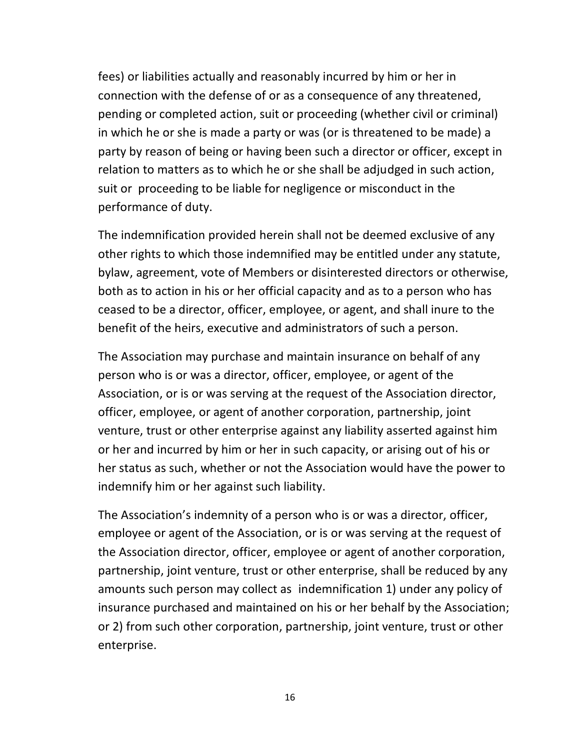fees) or liabilities actually and reasonably incurred by him or her in connection with the defense of or as a consequence of any threatened, pending or completed action, suit or proceeding (whether civil or criminal) in which he or she is made a party or was (or is threatened to be made) a party by reason of being or having been such a director or officer, except in relation to matters as to which he or she shall be adjudged in such action, suit or proceeding to be liable for negligence or misconduct in the performance of duty.

The indemnification provided herein shall not be deemed exclusive of any other rights to which those indemnified may be entitled under any statute, bylaw, agreement, vote of Members or disinterested directors or otherwise, both as to action in his or her official capacity and as to a person who has ceased to be a director, officer, employee, or agent, and shall inure to the benefit of the heirs, executive and administrators of such a person.

The Association may purchase and maintain insurance on behalf of any person who is or was a director, officer, employee, or agent of the Association, or is or was serving at the request of the Association director, officer, employee, or agent of another corporation, partnership, joint venture, trust or other enterprise against any liability asserted against him or her and incurred by him or her in such capacity, or arising out of his or her status as such, whether or not the Association would have the power to indemnify him or her against such liability.

The Association's indemnity of a person who is or was a director, officer, employee or agent of the Association, or is or was serving at the request of the Association director, officer, employee or agent of another corporation, partnership, joint venture, trust or other enterprise, shall be reduced by any amounts such person may collect as indemnification 1) under any policy of insurance purchased and maintained on his or her behalf by the Association; or 2) from such other corporation, partnership, joint venture, trust or other enterprise.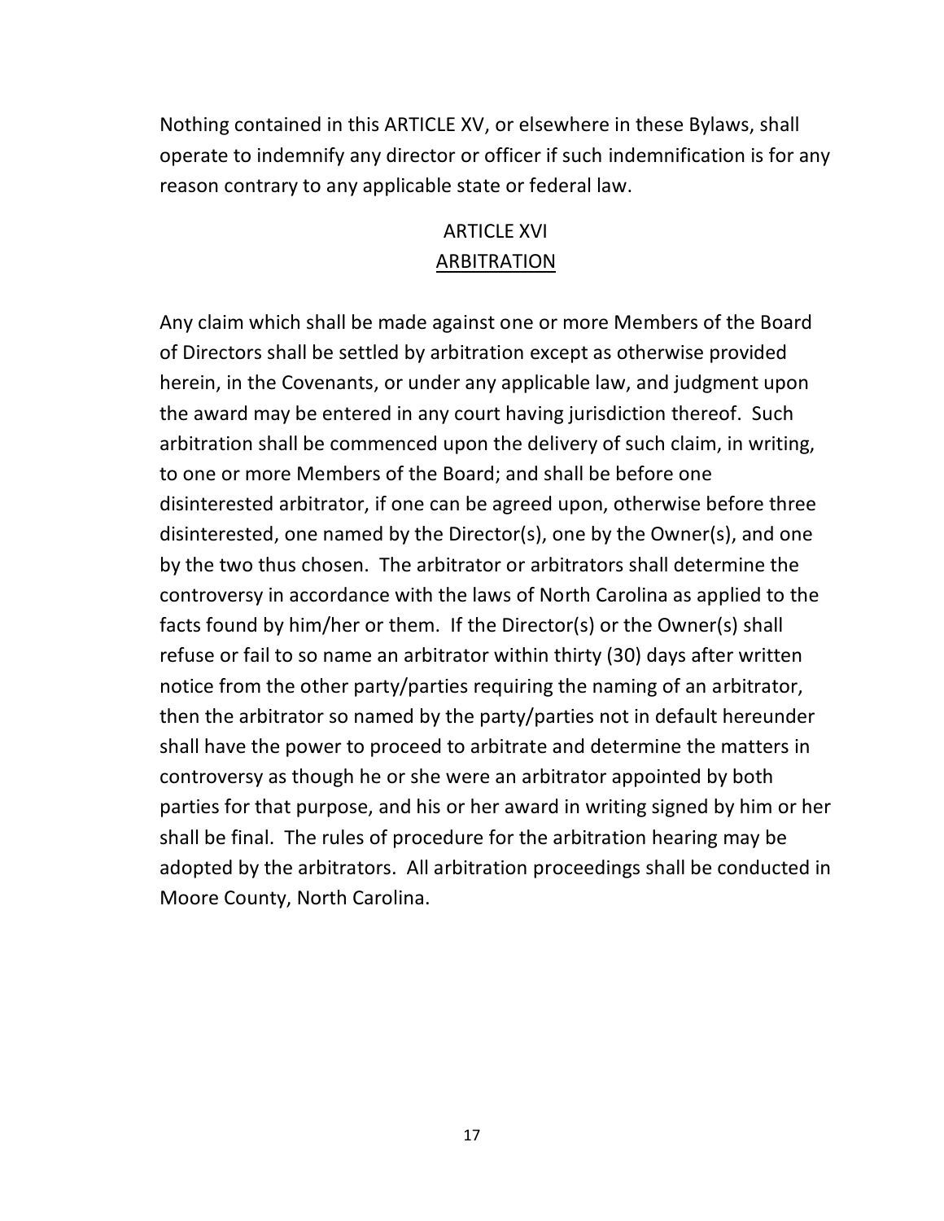Nothing contained in this ARTICLE XV, or elsewhere in these Bylaws, shall operate to indemnify any director or officer if such indemnification is for any reason contrary to any applicable state or federal law.

## ARTICLE XVI
## ARBITRATION

Any claim which shall be made against one or more Members of the Board of Directors shall be settled by arbitration except as otherwise provided herein, in the Covenants, or under any applicable law, and judgment upon the award may be entered in any court having jurisdiction thereof. Such arbitration shall be commenced upon the delivery of such claim, in writing, to one or more Members of the Board; and shall be before one disinterested arbitrator, if one can be agreed upon, otherwise before three disinterested, one named by the Director(s), one by the Owner(s), and one by the two thus chosen. The arbitrator or arbitrators shall determine the controversy in accordance with the laws of North Carolina as applied to the facts found by him/her or them. If the Director(s) or the Owner(s) shall refuse or fail to so name an arbitrator within thirty (30) days after written notice from the other party/parties requiring the naming of an arbitrator, then the arbitrator so named by the party/parties not in default hereunder shall have the power to proceed to arbitrate and determine the matters in controversy as though he or she were an arbitrator appointed by both parties for that purpose, and his or her award in writing signed by him or her shall be final. The rules of procedure for the arbitration hearing may be adopted by the arbitrators. All arbitration proceedings shall be conducted in Moore County, North Carolina.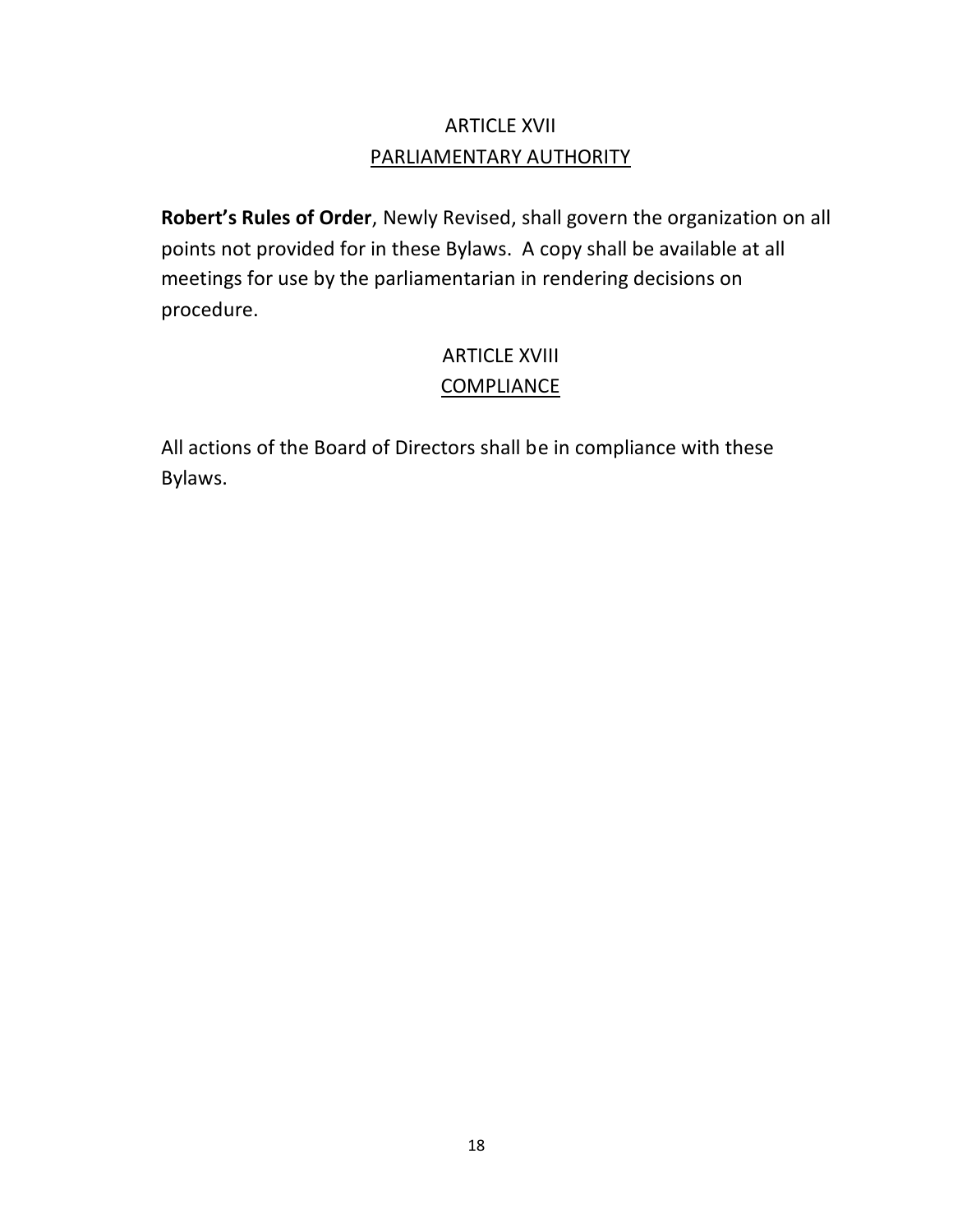## ARTICLE XVII
## PARLIAMENTARY AUTHORITY

**Robert's Rules of Order**, Newly Revised, shall govern the organization on all points not provided for in these Bylaws. A copy shall be available at all meetings for use by the parliamentarian in rendering decisions on procedure.

## ARTICLE XVIII
## COMPLIANCE

All actions of the Board of Directors shall be in compliance with these Bylaws.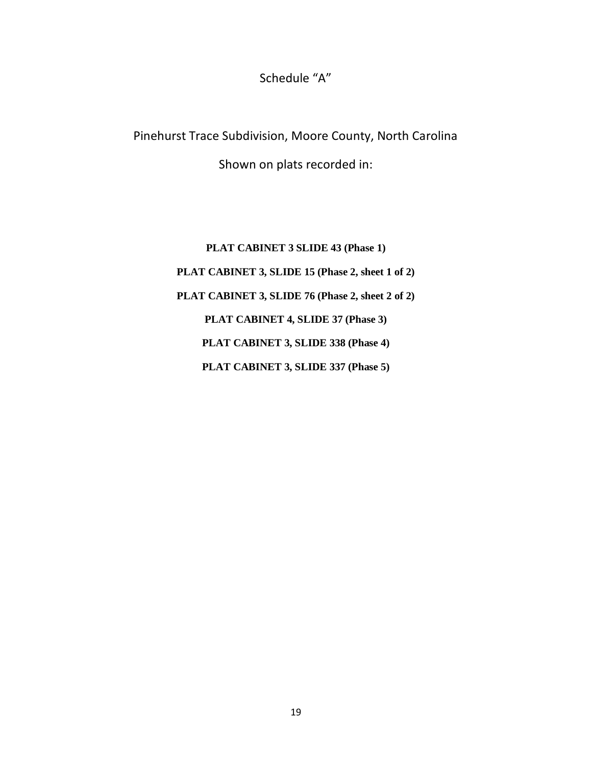# Schedule "A"

Pinehurst Trace Subdivision, Moore County, North Carolina

Shown on plats recorded in:

**PLAT CABINET 3 SLIDE 43 (Phase 1)**

**PLAT CABINET 3, SLIDE 15 (Phase 2, sheet 1 of 2)**

**PLAT CABINET 3, SLIDE 76 (Phase 2, sheet 2 of 2)**

**PLAT CABINET 4, SLIDE 37 (Phase 3)**

**PLAT CABINET 3, SLIDE 338 (Phase 4)**

**PLAT CABINET 3, SLIDE 337 (Phase 5)**